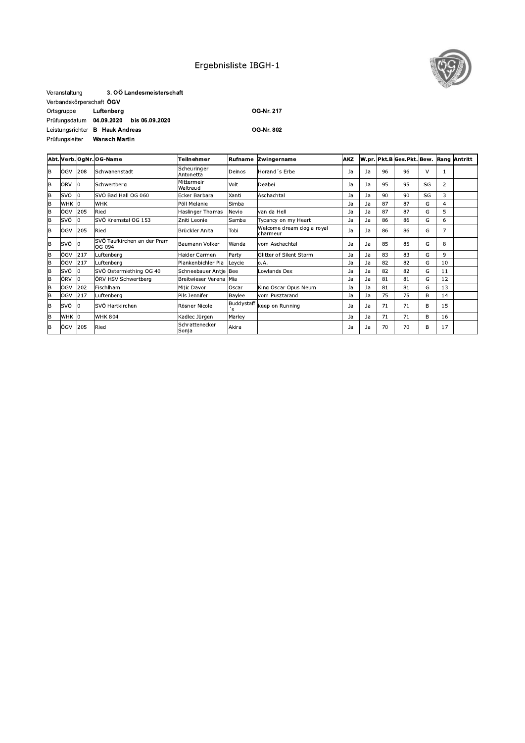# Ergebnisliste IBGH-1

Veranstaltung **3. OÖ Landesmeisterschaft**
Verbandskörperschaft **ÖGV**
Ortsgruppe **Luftenberg** **OG-Nr. 217**
Prüfungsdatum **04.09.2020 bis 06.09.2020**
Leistungsrichter **B Hauk Andreas** **OG-Nr. 802**
Prüfungsleiter **Wansch Martin**

| Abt. | Verb. | OgNr. | OG-Name | Teilnehmer | Rufname | Zwingername | AKZ | W.pr. | Pkt.B | Ges.Pkt. | Bew. | Rang | Antritt |
|---|---|---|---|---|---|---|---|---|---|---|---|---|---|
| B | ÖGV | 208 | Schwanenstadt | Scheuringer Antonetta | Deinos | Horand´s Erbe | Ja | Ja | 96 | 96 | V | 1 | |
| B | ÖRV | 0 | Schwertberg | Mittermeir Waltraud | Volt | Deabei | Ja | Ja | 95 | 95 | SG | 2 | |
| B | SVÖ | 0 | SVÖ Bad Hall OG 060 | Ecker Barbara | Xanti | Aschachtal | Ja | Ja | 90 | 90 | SG | 3 | |
| B | WHK | 0 | WHK | Pöll Melanie | Simba | | Ja | Ja | 87 | 87 | G | 4 | |
| B | ÖGV | 205 | Ried | Haslinger Thomas | Nevio | van da Hell | Ja | Ja | 87 | 87 | G | 5 | |
| B | SVÖ | 0 | SVÖ Kremstal OG 153 | Zniti Leonie | Samba | Tycancy on my Heart | Ja | Ja | 86 | 86 | G | 6 | |
| B | ÖGV | 205 | Ried | Brückler Anita | Tobi | Welcome dream dog a royal charmeur | Ja | Ja | 86 | 86 | G | 7 | |
| B | SVÖ | 0 | SVÖ Taufkirchen an der Pram OG 094 | Baumann Volker | Wanda | vom Aschachtal | Ja | Ja | 85 | 85 | G | 8 | |
| B | ÖGV | 217 | Luftenberg | Haider Carmen | Party | Glitter of Silent Storm | Ja | Ja | 83 | 83 | G | 9 | |
| B | ÖGV | 217 | Luftenberg | Plankenbichler Pia | Leycie | o.A. | Ja | Ja | 82 | 82 | G | 10 | |
| B | SVÖ | 0 | SVÖ Ostermiething OG 40 | Schneebauer Antje | Bee | Lowlands Dex | Ja | Ja | 82 | 82 | G | 11 | |
| B | ÖRV | 0 | ÖRV HSV Schwertberg | Breitwieser Verena | Mia | | Ja | Ja | 81 | 81 | G | 12 | |
| B | ÖGV | 202 | Fischlham | Mijic Davor | Oscar | King Oscar Opus Neum | Ja | Ja | 81 | 81 | G | 13 | |
| B | ÖGV | 217 | Luftenberg | Pils Jennifer | Baylee | vom Pusztarand | Ja | Ja | 75 | 75 | B | 14 | |
| B | SVÖ | 0 | SVÖ Hartkirchen | Rösner Nicole | Buddystaff´s | keep on Running | Ja | Ja | 71 | 71 | B | 15 | |
| B | WHK | 0 | WHK 804 | Kadlec Jürgen | Marley | | Ja | Ja | 71 | 71 | B | 16 | |
| B | ÖGV | 205 | Ried | Schrattenecker Sonja | Akira | | Ja | Ja | 70 | 70 | B | 17 | |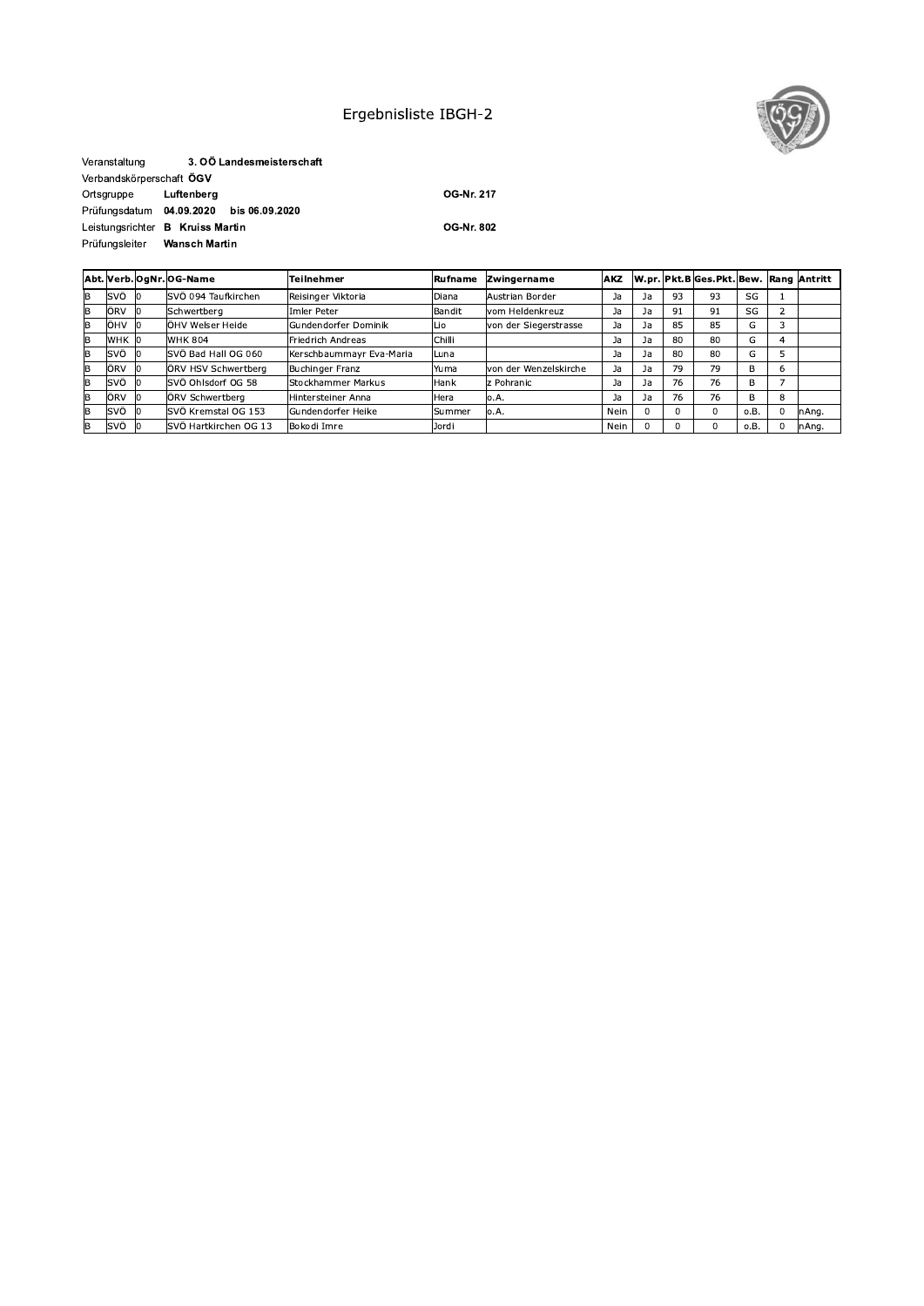# Ergebnisliste IBGH-2

Veranstaltung **3. OÖ Landesmeisterschaft**

Verbandskörperschaft **ÖGV**

Ortsgruppe **Luftenberg** **OG-Nr. 217**

Prüfungsdatum **04.09.2020 bis 06.09.2020**

Leistungsrichter **B Kruiss Martin** **OG-Nr. 802**

Prüfungsleiter **Wansch Martin**

| Abt. | Verb. | OgNr. | OG-Name | Teilnehmer | Rufname | Zwingername | AKZ | W.pr. | Pkt.B | Ges.Pkt. | Bew. | Rang | Antritt |
|---|---|---|---|---|---|---|---|---|---|---|---|---|---|
| B | SVÖ | 0 | SVÖ 094 Taufkirchen | Reisinger Viktoria | Diana | Austrian Border | Ja | Ja | 93 | 93 | SG | 1 | |
| B | ÖRV | 0 | Schwertberg | Imler Peter | Bandit | vom Heldenkreuz | Ja | Ja | 91 | 91 | SG | 2 | |
| B | ÖHV | 0 | ÖHV Welser Heide | Gundendorfer Dominik | Lio | von der Siegerstrasse | Ja | Ja | 85 | 85 | G | 3 | |
| B | WHK | 0 | WHK 804 | Friedrich Andreas | Chilli | | Ja | Ja | 80 | 80 | G | 4 | |
| B | SVÖ | 0 | SVÖ Bad Hall OG 060 | Kerschbaummayr Eva-Maria | Luna | | Ja | Ja | 80 | 80 | G | 5 | |
| B | ÖRV | 0 | ÖRV HSV Schwertberg | Buchinger Franz | Yuma | von der Wenzelskirche | Ja | Ja | 79 | 79 | B | 6 | |
| B | SVÖ | 0 | SVÖ Ohlsdorf OG 58 | Stockhammer Markus | Hank | z Pohranic | Ja | Ja | 76 | 76 | B | 7 | |
| B | ÖRV | 0 | ÖRV Schwertberg | Hintersteiner Anna | Hera | o.A. | Ja | Ja | 76 | 76 | B | 8 | |
| B | SVÖ | 0 | SVÖ Kremstal OG 153 | Gundendorfer Heike | Summer | o.A. | Nein | 0 | 0 | 0 | o.B. | 0 | nAng. |
| B | SVÖ | 0 | SVÖ Hartkirchen OG 13 | Bokodi Imre | Jordi | | Nein | 0 | 0 | 0 | o.B. | 0 | nAng. |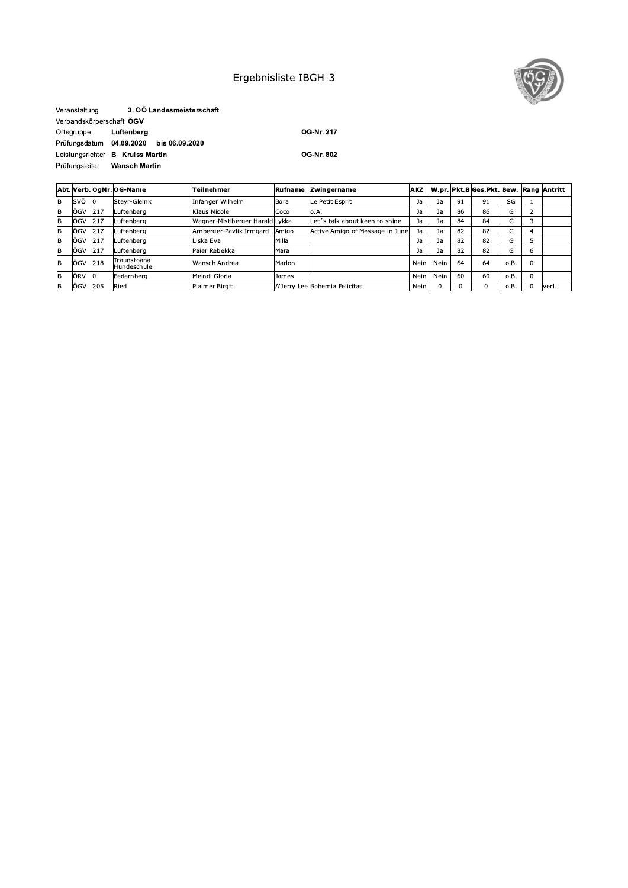# Ergebnisliste IBGH-3

Veranstaltung **3. OÖ Landesmeisterschaft**

Verbandskörperschaft **ÖGV**

Ortsgruppe **Luftenberg** **OG-Nr. 217**

Prüfungsdatum **04.09.2020 bis 06.09.2020**

Leistungsrichter **B Kruiss Martin** **OG-Nr. 802**

Prüfungsleiter **Wansch Martin**

| Abt. | Verb. | OgNr. | OG-Name | Teilnehmer | Rufname | Zwingername | AKZ | W.pr. | Pkt.B | Ges.Pkt. | Bew. | Rang | Antritt |
|---|---|---|---|---|---|---|---|---|---|---|---|---|---|
| B | SVÖ | 0 | Steyr-Gleink | Infanger Wilhelm | Bora | Le Petit Esprit | Ja | Ja | 91 | 91 | SG | 1 | |
| B | ÖGV | 217 | Luftenberg | Klaus Nicole | Coco | o.A. | Ja | Ja | 86 | 86 | G | 2 | |
| B | ÖGV | 217 | Luftenberg | Wagner-Mistlberger Harald | Lykka | Let´s talk about keen to shine | Ja | Ja | 84 | 84 | G | 3 | |
| B | ÖGV | 217 | Luftenberg | Arnberger-Pavlik Irmgard | Amigo | Active Amigo of Message in June | Ja | Ja | 82 | 82 | G | 4 | |
| B | ÖGV | 217 | Luftenberg | Liska Eva | Milla | | Ja | Ja | 82 | 82 | G | 5 | |
| B | ÖGV | 217 | Luftenberg | Paier Rebekka | Mara | | Ja | Ja | 82 | 82 | G | 6 | |
| B | ÖGV | 218 | Traunstoana Hundeschule | Wansch Andrea | Marlon | | Nein | Nein | 64 | 64 | o.B. | 0 | |
| B | ÖRV | 0 | Federnberg | Meindl Gloria | James | | Nein | Nein | 60 | 60 | o.B. | 0 | |
| B | ÖGV | 205 | Ried | Plaimer Birgit | A'Jerry Lee | Bohemia Felicitas | Nein | 0 | 0 | 0 | o.B. | 0 | verl. |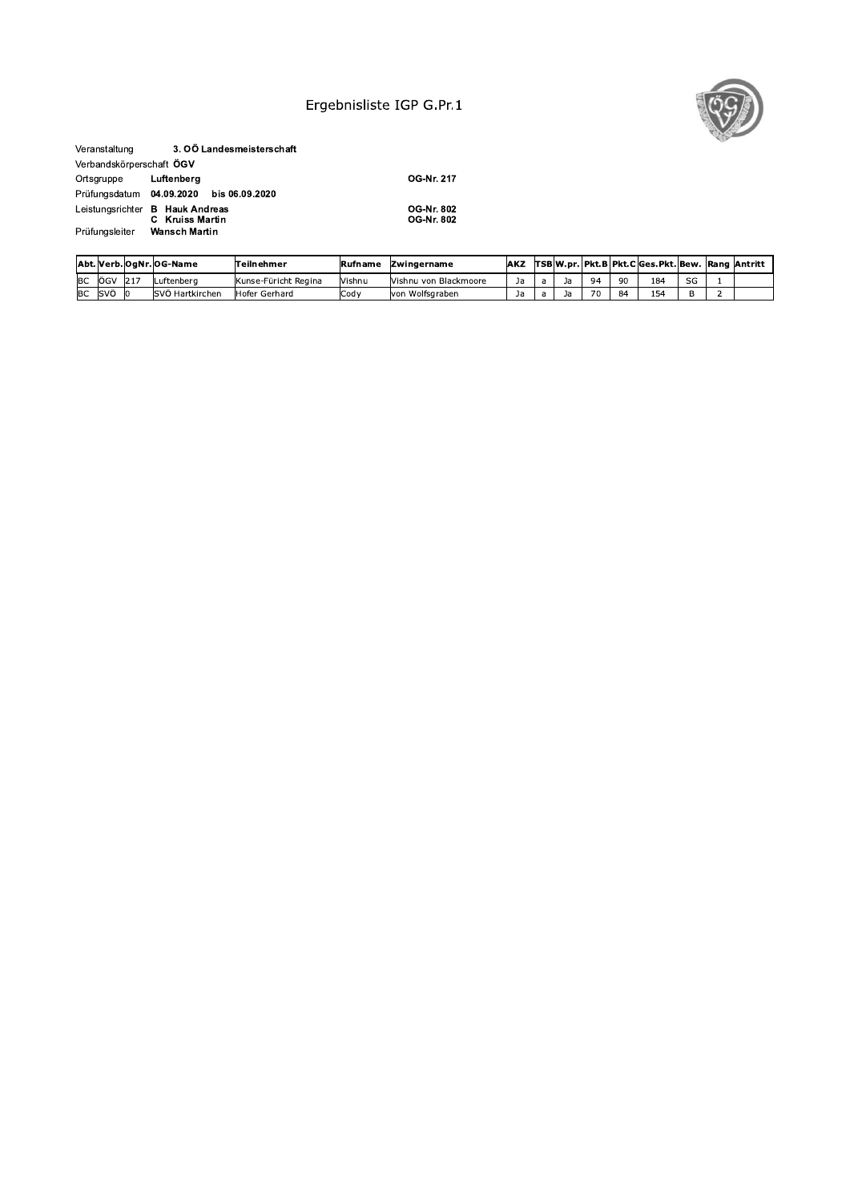# Ergebnisliste IGP G.Pr.1

Veranstaltung **3. OÖ Landesmeisterschaft**

Verbandskörperschaft **ÖGV**

Ortsgruppe **Luftenberg** **OG-Nr. 217**

Prüfungsdatum **04.09.2020 bis 06.09.2020**

Leistungsrichter **B Hauk Andreas** **OG-Nr. 802**
**C Kruiss Martin** **OG-Nr. 802**

Prüfungsleiter **Wansch Martin**

| Abt. | Verb. | OgNr. | OG-Name | Teilnehmer | Rufname | Zwingername | AKZ | TSB | W.pr. | Pkt.B | Pkt.C | Ges.Pkt. | Bew. | Rang | Antritt |
|---|---|---|---|---|---|---|---|---|---|---|---|---|---|---|---|
| BC | ÖGV | 217 | Luftenberg | Kunse-Füricht Regina | Vishnu | Vishnu von Blackmoore | Ja | a | Ja | 94 | 90 | 184 | SG | 1 | |
| BC | SVÖ | 0 | SVÖ Hartkirchen | Hofer Gerhard | Cody | von Wolfsgraben | Ja | a | Ja | 70 | 84 | 154 | B | 2 | |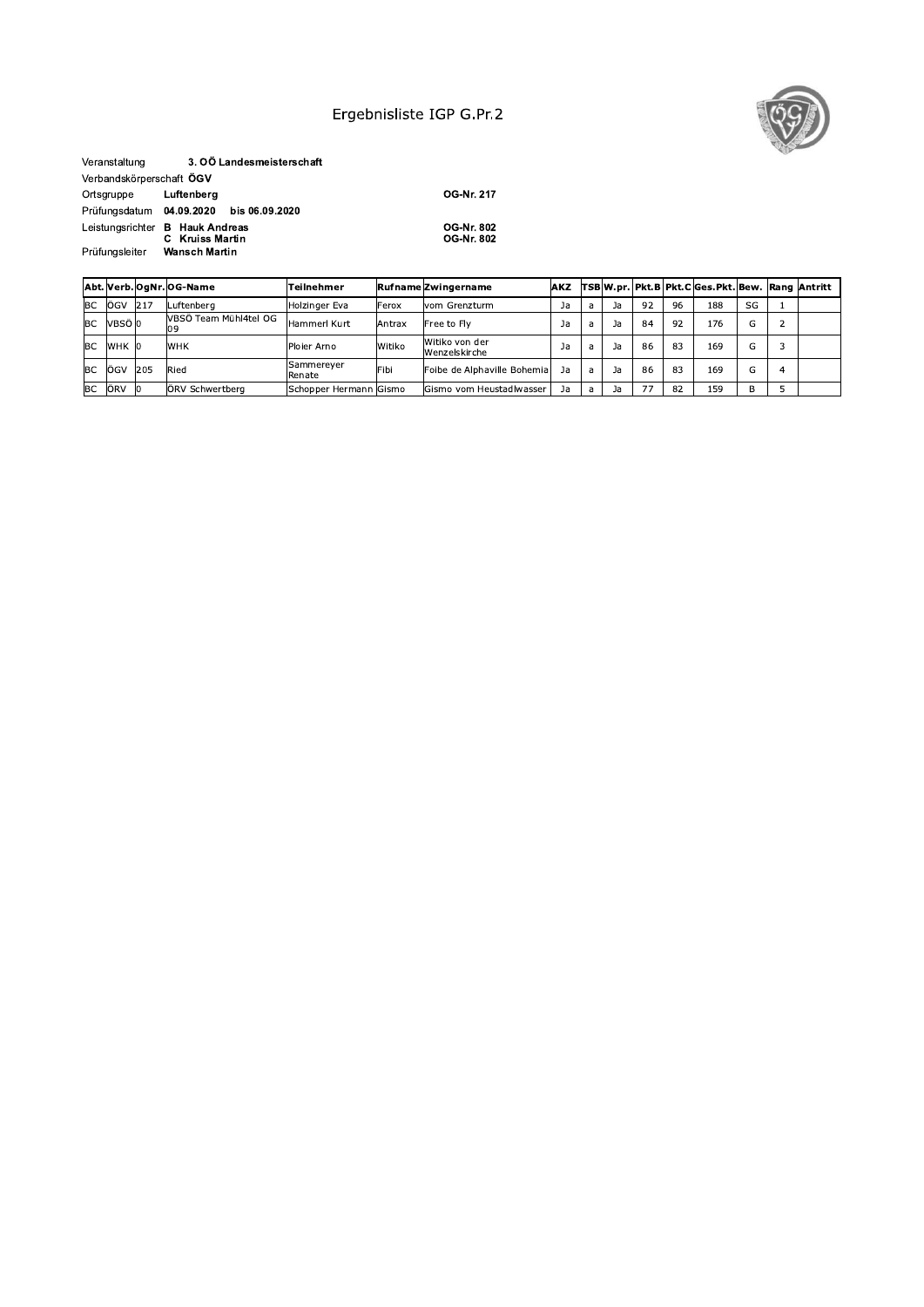# Ergebnisliste IGP G.Pr.2

Veranstaltung **3. OÖ Landesmeisterschaft**

Verbandskörperschaft **ÖGV**

Ortsgruppe **Luftenberg** **OG-Nr. 217**

Prüfungsdatum **04.09.2020 bis 06.09.2020**

Leistungsrichter **B Hauk Andreas** **OG-Nr. 802**
**C Kruiss Martin** **OG-Nr. 802**

Prüfungsleiter **Wansch Martin**

| Abt. | Verb. | OgNr. | OG-Name | Teilnehmer | Rufname | Zwingername | AKZ | TSB | W.pr. | Pkt.B | Pkt.C | Ges.Pkt. | Bew. | Rang | Antritt |
|---|---|---|---|---|---|---|---|---|---|---|---|---|---|---|---|
| BC | ÖGV | 217 | Luftenberg | Holzinger Eva | Ferox | vom Grenzturm | Ja | a | Ja | 92 | 96 | 188 | SG | 1 | |
| BC | VBSÖ | 0 | VBSÖ Team Mühl4tel OG 09 | Hammerl Kurt | Antrax | Free to Fly | Ja | a | Ja | 84 | 92 | 176 | G | 2 | |
| BC | WHK | 0 | WHK | Ploier Arno | Witiko | Witiko von der Wenzelskirche | Ja | a | Ja | 86 | 83 | 169 | G | 3 | |
| BC | ÖGV | 205 | Ried | Sammereyer Renate | Fibi | Foibe de Alphaville Bohemia | Ja | a | Ja | 86 | 83 | 169 | G | 4 | |
| BC | ÖRV | 0 | ÖRV Schwertberg | Schopper Hermann | Gismo | Gismo vom Heustadlwasser | Ja | a | Ja | 77 | 82 | 159 | B | 5 | |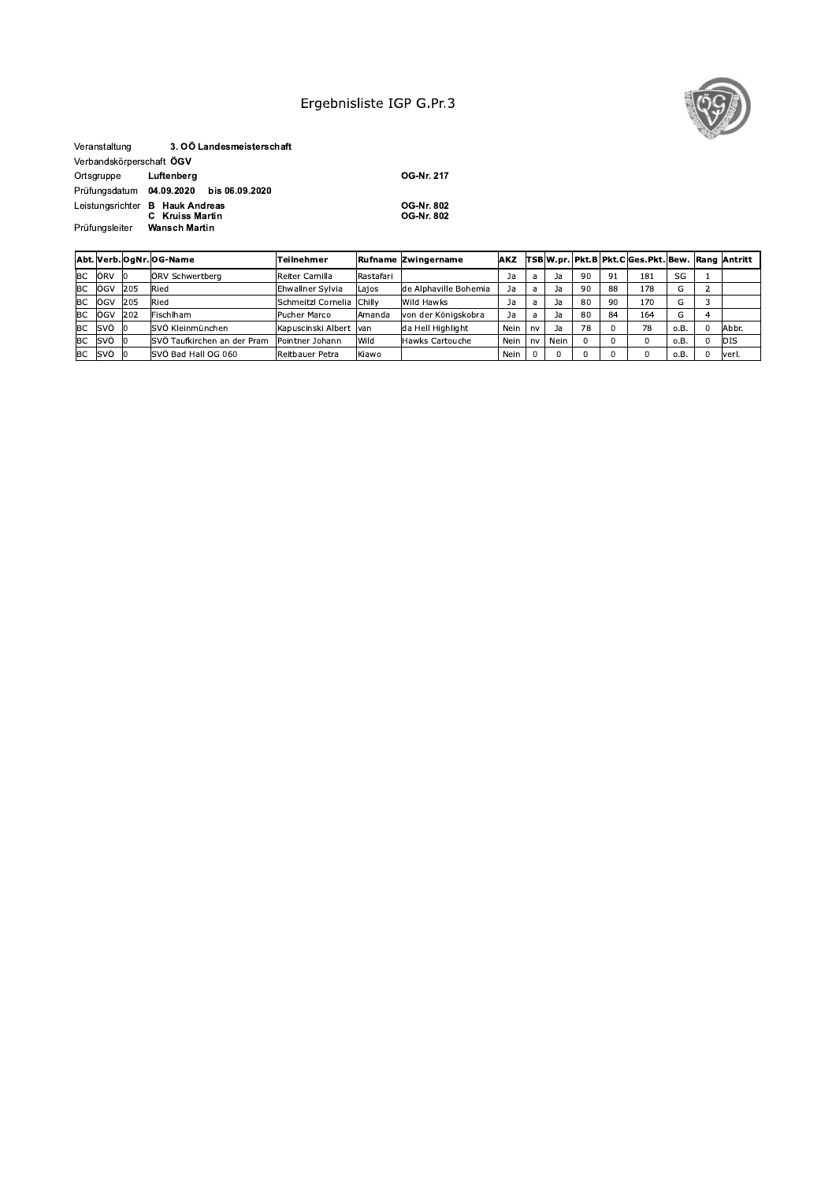# Ergebnisliste IGP G.Pr.3

Veranstaltung **3. OÖ Landesmeisterschaft**

Verbandskörperschaft **ÖGV**

Ortsgruppe **Luftenberg** **OG-Nr. 217**

Prüfungsdatum **04.09.2020 bis 06.09.2020**

Leistungsrichter **B Hauk Andreas** **OG-Nr. 802**
**C Kruiss Martin** **OG-Nr. 802**

Prüfungsleiter **Wansch Martin**

| Abt. | Verb. | OgNr. | OG-Name | Teilnehmer | Rufname | Zwingername | AKZ | TSB | W.pr. | Pkt.B | Pkt.C | Ges.Pkt. | Bew. | Rang | Antritt |
|---|---|---|---|---|---|---|---|---|---|---|---|---|---|---|---|
| BC | ÖRV | 0 | ÖRV Schwertberg | Reiter Camilla | Rastafari | | Ja | a | Ja | 90 | 91 | 181 | SG | 1 | |
| BC | ÖGV | 205 | Ried | Ehwallner Sylvia | Lajos | de Alphaville Bohemia | Ja | a | Ja | 90 | 88 | 178 | G | 2 | |
| BC | ÖGV | 205 | Ried | Schmeitzl Cornelia | Chilly | Wild Hawks | Ja | a | Ja | 80 | 90 | 170 | G | 3 | |
| BC | ÖGV | 202 | Fischlham | Pucher Marco | Amanda | von der Königskobra | Ja | a | Ja | 80 | 84 | 164 | G | 4 | |
| BC | SVÖ | 0 | SVÖ Kleinmünchen | Kapuscinski Albert | Ivan | da Hell Highlight | Nein | nv | Ja | 78 | 0 | 78 | o.B. | 0 | Abbr. |
| BC | SVÖ | 0 | SVÖ Taufkirchen an der Pram | Pointner Johann | Wild | Hawks Cartouche | Nein | nv | Nein | 0 | 0 | 0 | o.B. | 0 | DIS |
| BC | SVÖ | 0 | SVÖ Bad Hall OG 060 | Reitbauer Petra | Kiawo | | Nein | 0 | 0 | 0 | 0 | 0 | o.B. | 0 | verl. |